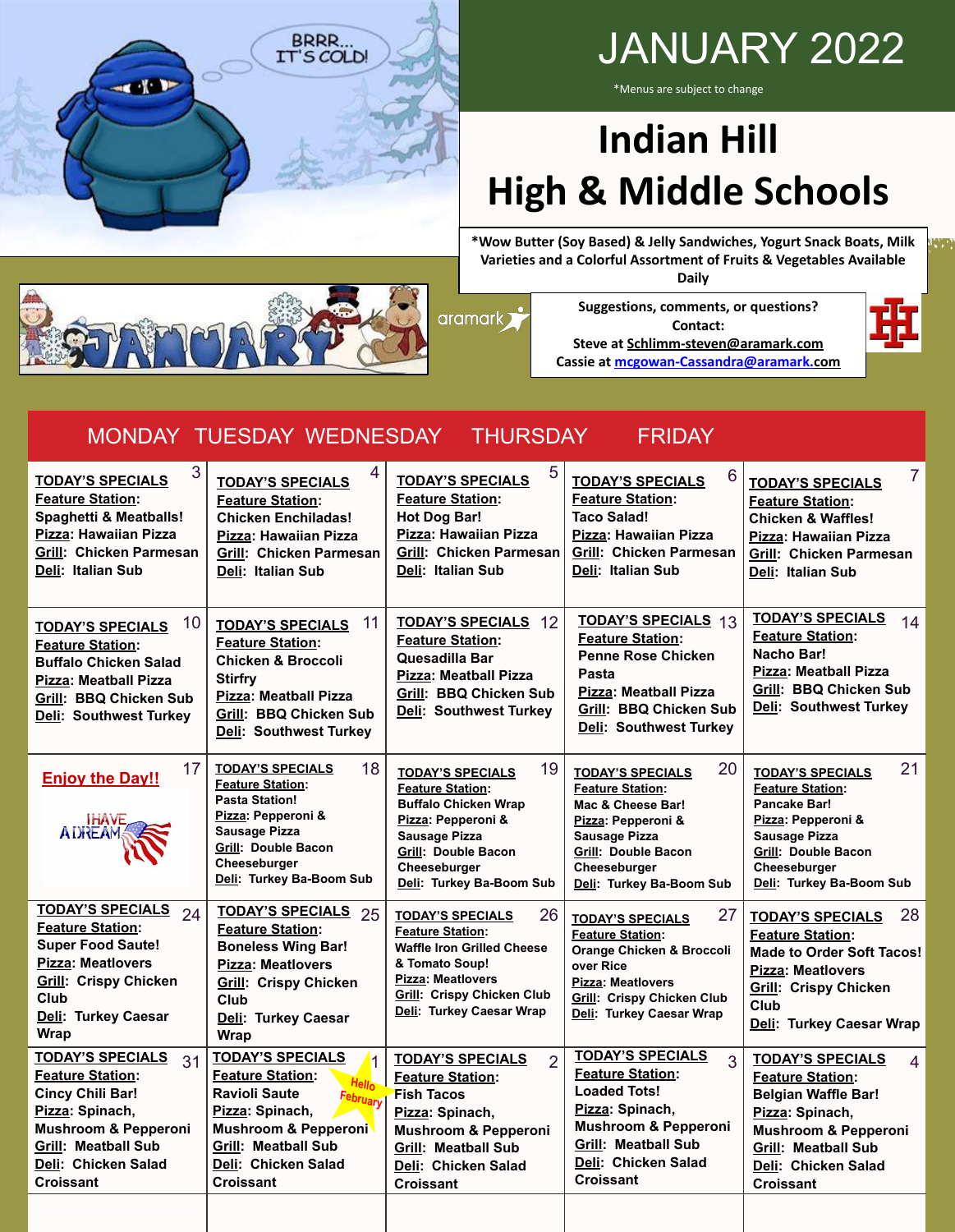# JANUARY 2022

*Menus are subject to change

# Indian Hill High & Middle Schools

*Wow Butter (Soy Based) & Jelly Sandwiches, Yogurt Snack Boats, Milk Varieties and a Colorful Assortment of Fruits & Vegetables Available Daily

Suggestions, comments, or questions?
Contact:
Steve at Schlimm-steven@aramark.com
Cassie at mcgowan-Cassandra@aramark.com

| MONDAY | TUESDAY | WEDNESDAY | THURSDAY | FRIDAY |
|---|---|---|---|---|
| **3** TODAY'S SPECIALS<br>Feature Station: Spaghetti & Meatballs!<br>Pizza: Hawaiian Pizza<br>Grill: Chicken Parmesan<br>Deli: Italian Sub | **4** TODAY'S SPECIALS<br>Feature Station: Chicken Enchiladas!<br>Pizza: Hawaiian Pizza<br>Grill: Chicken Parmesan<br>Deli: Italian Sub | **5** TODAY'S SPECIALS<br>Feature Station: Hot Dog Bar!<br>Pizza: Hawaiian Pizza<br>Grill: Chicken Parmesan<br>Deli: Italian Sub | **6** TODAY'S SPECIALS<br>Feature Station: Taco Salad!<br>Pizza: Hawaiian Pizza<br>Grill: Chicken Parmesan<br>Deli: Italian Sub | **7** TODAY'S SPECIALS<br>Feature Station: Chicken & Waffles!<br>Pizza: Hawaiian Pizza<br>Grill: Chicken Parmesan<br>Deli: Italian Sub |
| **10** TODAY'S SPECIALS<br>Feature Station: Buffalo Chicken Salad<br>Pizza: Meatball Pizza<br>Grill: BBQ Chicken Sub<br>Deli: Southwest Turkey | **11** TODAY'S SPECIALS<br>Feature Station: Chicken & Broccoli Stirfry<br>Pizza: Meatball Pizza<br>Grill: BBQ Chicken Sub<br>Deli: Southwest Turkey | **12** TODAY'S SPECIALS<br>Feature Station: Quesadilla Bar<br>Pizza: Meatball Pizza<br>Grill: BBQ Chicken Sub<br>Deli: Southwest Turkey | **13** TODAY'S SPECIALS<br>Feature Station: Penne Rose Chicken Pasta<br>Pizza: Meatball Pizza<br>Grill: BBQ Chicken Sub<br>Deli: Southwest Turkey | **14** TODAY'S SPECIALS<br>Feature Station: Nacho Bar!<br>Pizza: Meatball Pizza<br>Grill: BBQ Chicken Sub<br>Deli: Southwest Turkey |
| **17** Enjoy the Day!!<br>I HAVE A DREAM | **18** TODAY'S SPECIALS<br>Feature Station: Pasta Station!<br>Pizza: Pepperoni & Sausage Pizza<br>Grill: Double Bacon Cheeseburger<br>Deli: Turkey Ba-Boom Sub | **19** TODAY'S SPECIALS<br>Feature Station: Buffalo Chicken Wrap<br>Pizza: Pepperoni & Sausage Pizza<br>Grill: Double Bacon Cheeseburger<br>Deli: Turkey Ba-Boom Sub | **20** TODAY'S SPECIALS<br>Feature Station: Mac & Cheese Bar!<br>Pizza: Pepperoni & Sausage Pizza<br>Grill: Double Bacon Cheeseburger<br>Deli: Turkey Ba-Boom Sub | **21** TODAY'S SPECIALS<br>Feature Station: Pancake Bar!<br>Pizza: Pepperoni & Sausage Pizza<br>Grill: Double Bacon Cheeseburger<br>Deli: Turkey Ba-Boom Sub |
| **24** TODAY'S SPECIALS<br>Feature Station: Super Food Saute!<br>Pizza: Meatlovers<br>Grill: Crispy Chicken Club<br>Deli: Turkey Caesar Wrap | **25** TODAY'S SPECIALS<br>Feature Station: Boneless Wing Bar!<br>Pizza: Meatlovers<br>Grill: Crispy Chicken Club<br>Deli: Turkey Caesar Wrap | **26** TODAY'S SPECIALS<br>Feature Station: Waffle Iron Grilled Cheese & Tomato Soup!<br>Pizza: Meatlovers<br>Grill: Crispy Chicken Club<br>Deli: Turkey Caesar Wrap | **27** TODAY'S SPECIALS<br>Feature Station: Orange Chicken & Broccoli over Rice<br>Pizza: Meatlovers<br>Grill: Crispy Chicken Club<br>Deli: Turkey Caesar Wrap | **28** TODAY'S SPECIALS<br>Feature Station: Made to Order Soft Tacos!<br>Pizza: Meatlovers<br>Grill: Crispy Chicken Club<br>Deli: Turkey Caesar Wrap |
| **31** TODAY'S SPECIALS<br>Feature Station: Cincy Chili Bar!<br>Pizza: Spinach, Mushroom & Pepperoni<br>Grill: Meatball Sub<br>Deli: Chicken Salad Croissant | **1** Hello February<br>TODAY'S SPECIALS<br>Feature Station: Ravioli Saute<br>Pizza: Spinach, Mushroom & Pepperoni<br>Grill: Meatball Sub<br>Deli: Chicken Salad Croissant | **2** TODAY'S SPECIALS<br>Feature Station: Fish Tacos<br>Pizza: Spinach, Mushroom & Pepperoni<br>Grill: Meatball Sub<br>Deli: Chicken Salad Croissant | **3** TODAY'S SPECIALS<br>Feature Station: Loaded Tots!<br>Pizza: Spinach, Mushroom & Pepperoni<br>Grill: Meatball Sub<br>Deli: Chicken Salad Croissant | **4** TODAY'S SPECIALS<br>Feature Station: Belgian Waffle Bar!<br>Pizza: Spinach, Mushroom & Pepperoni<br>Grill: Meatball Sub<br>Deli: Chicken Salad Croissant |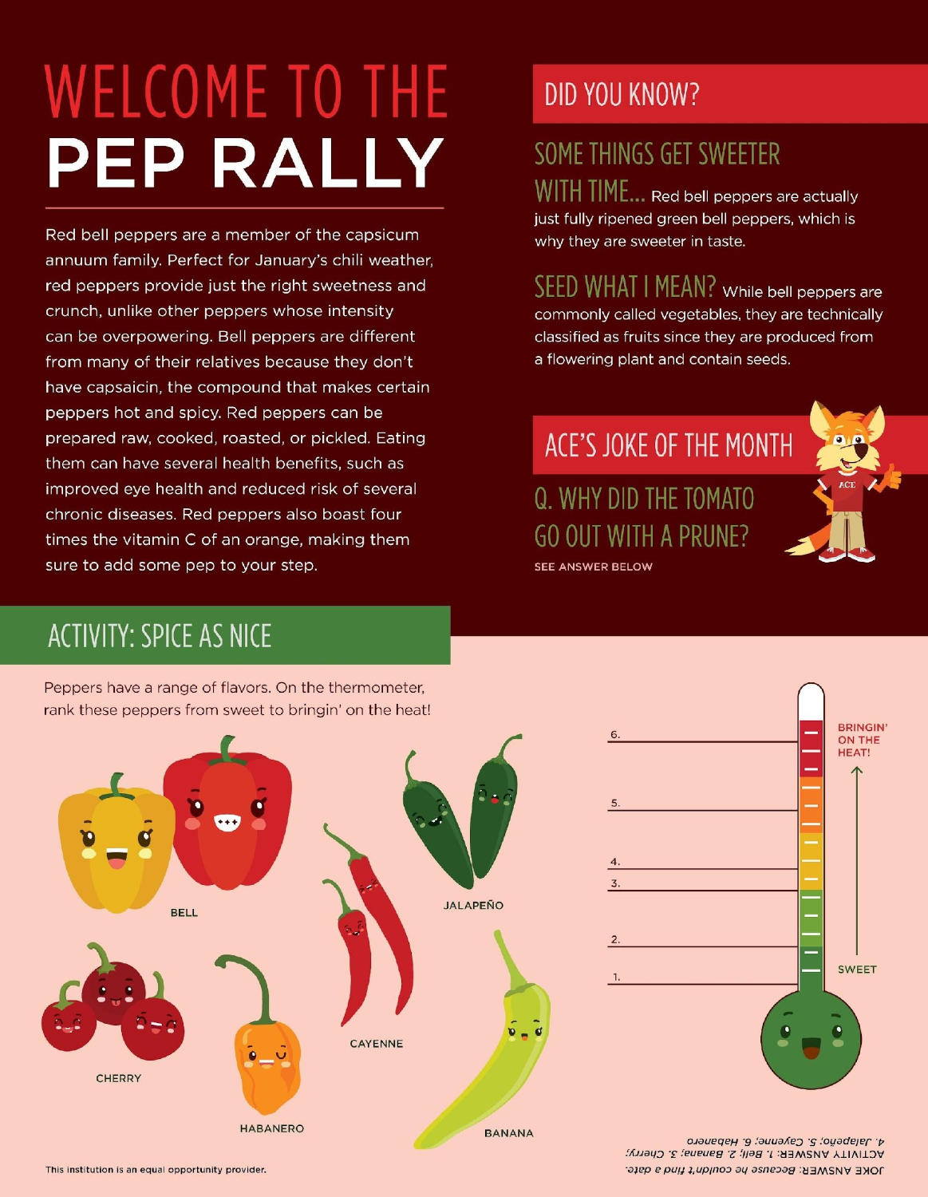# WELCOME TO THE PEP RALLY

Red bell peppers are a member of the capsicum annuum family. Perfect for January's chili weather, red peppers provide just the right sweetness and crunch, unlike other peppers whose intensity can be overpowering. Bell peppers are different from many of their relatives because they don't have capsaicin, the compound that makes certain peppers hot and spicy. Red peppers can be prepared raw, cooked, roasted, or pickled. Eating them can have several health benefits, such as improved eye health and reduced risk of several chronic diseases. Red peppers also boast four times the vitamin C of an orange, making them sure to add some pep to your step.

## DID YOU KNOW?

**SOME THINGS GET SWEETER WITH TIME...** Red bell peppers are actually just fully ripened green bell peppers, which is why they are sweeter in taste.

**SEED WHAT I MEAN?** While bell peppers are commonly called vegetables, they are technically classified as fruits since they are produced from a flowering plant and contain seeds.

## ACE'S JOKE OF THE MONTH

**Q. WHY DID THE TOMATO GO OUT WITH A PRUNE?**

SEE ANSWER BELOW

## ACTIVITY: SPICE AS NICE

Peppers have a range of flavors. On the thermometer, rank these peppers from sweet to bringin' on the heat!

BELL

JALAPEÑO

CAYENNE

CHERRY

HABANERO

BANANA

6. ______

5. ______

4. ______

3. ______

2. ______

1. ______

BRINGIN' ON THE HEAT!

SWEET

JOKE ANSWER: Because he couldn't find a date.

ACTIVITY ANSWER: 1. Bell; 2. Banana; 3. Cherry; 4. Jalapeño; 5. Cayenne; 6. Habanero

This institution is an equal opportunity provider.